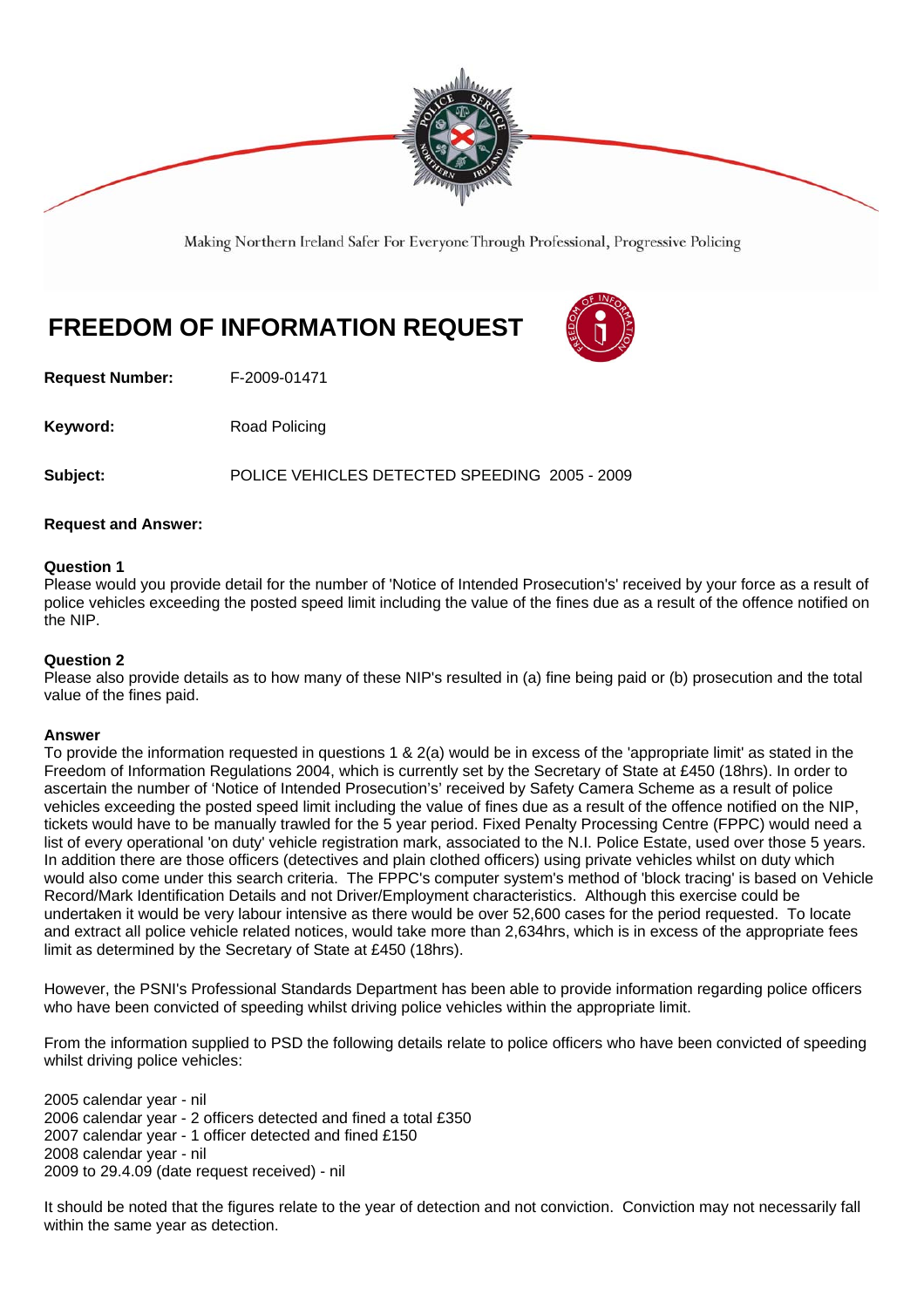Making Northern Ireland Safer For Everyone Through Professional, Progressive Policing

# FREEDOM OF INFORMATION REQUEST

**Request Number:** F-2009-01471

**Keyword:** Road Policing

**Subject:** POLICE VEHICLES DETECTED SPEEDING 2005 - 2009

**Request and Answer:**

**Question 1**
Please would you provide detail for the number of 'Notice of Intended Prosecution's' received by your force as a result of police vehicles exceeding the posted speed limit including the value of the fines due as a result of the offence notified on the NIP.

**Question 2**
Please also provide details as to how many of these NIP's resulted in (a) fine being paid or (b) prosecution and the total value of the fines paid.

**Answer**
To provide the information requested in questions 1 & 2(a) would be in excess of the 'appropriate limit' as stated in the Freedom of Information Regulations 2004, which is currently set by the Secretary of State at £450 (18hrs). In order to ascertain the number of 'Notice of Intended Prosecution's' received by Safety Camera Scheme as a result of police vehicles exceeding the posted speed limit including the value of fines due as a result of the offence notified on the NIP, tickets would have to be manually trawled for the 5 year period. Fixed Penalty Processing Centre (FPPC) would need a list of every operational 'on duty' vehicle registration mark, associated to the N.I. Police Estate, used over those 5 years. In addition there are those officers (detectives and plain clothed officers) using private vehicles whilst on duty which would also come under this search criteria. The FPPC's computer system's method of 'block tracing' is based on Vehicle Record/Mark Identification Details and not Driver/Employment characteristics. Although this exercise could be undertaken it would be very labour intensive as there would be over 52,600 cases for the period requested. To locate and extract all police vehicle related notices, would take more than 2,634hrs, which is in excess of the appropriate fees limit as determined by the Secretary of State at £450 (18hrs).

However, the PSNI's Professional Standards Department has been able to provide information regarding police officers who have been convicted of speeding whilst driving police vehicles within the appropriate limit.

From the information supplied to PSD the following details relate to police officers who have been convicted of speeding whilst driving police vehicles:

2005 calendar year - nil
2006 calendar year - 2 officers detected and fined a total £350
2007 calendar year - 1 officer detected and fined £150
2008 calendar year - nil
2009 to 29.4.09 (date request received) - nil

It should be noted that the figures relate to the year of detection and not conviction. Conviction may not necessarily fall within the same year as detection.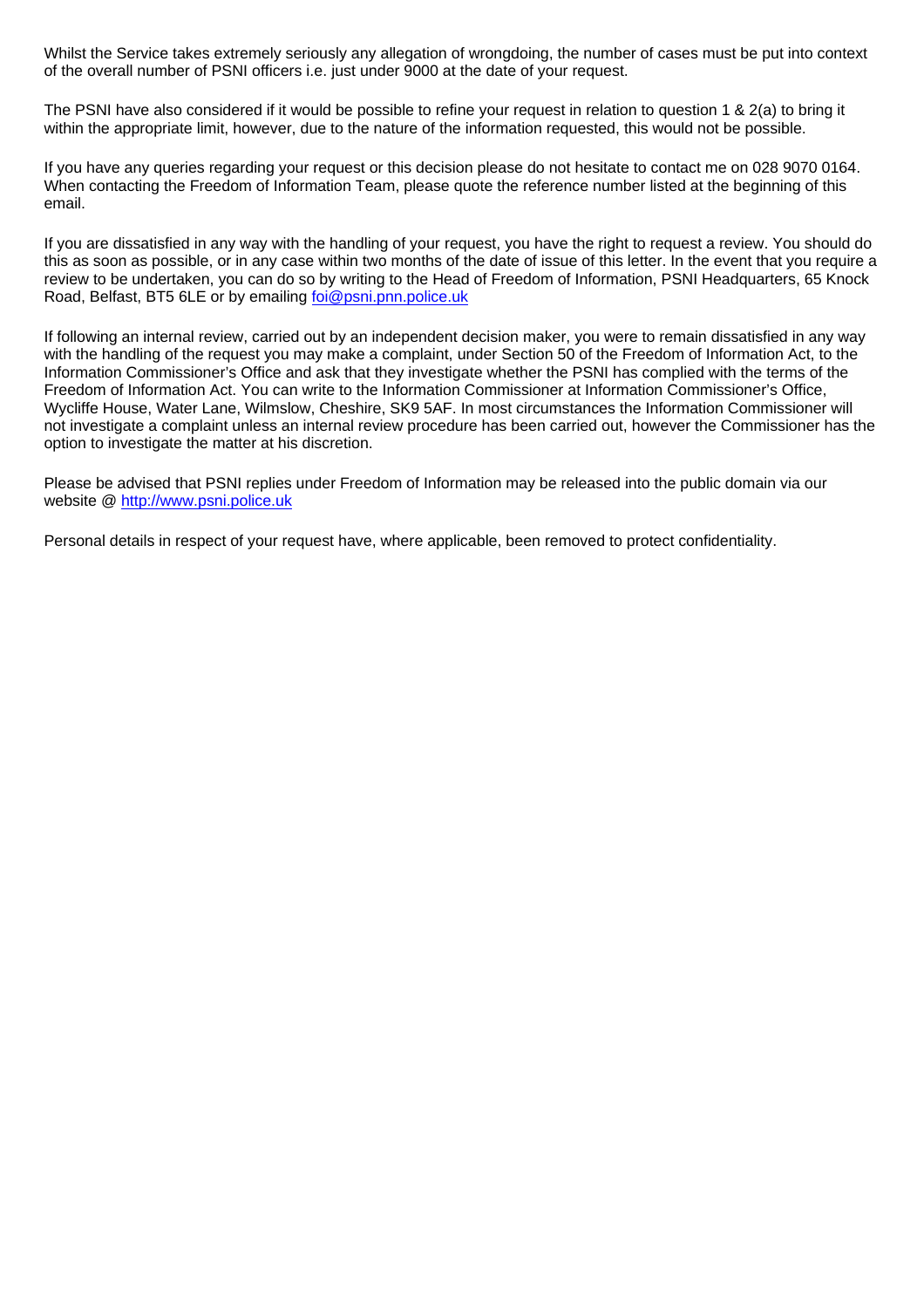Whilst the Service takes extremely seriously any allegation of wrongdoing, the number of cases must be put into context of the overall number of PSNI officers i.e. just under 9000 at the date of your request.

The PSNI have also considered if it would be possible to refine your request in relation to question 1 & 2(a) to bring it within the appropriate limit, however, due to the nature of the information requested, this would not be possible.

If you have any queries regarding your request or this decision please do not hesitate to contact me on 028 9070 0164. When contacting the Freedom of Information Team, please quote the reference number listed at the beginning of this email.

If you are dissatisfied in any way with the handling of your request, you have the right to request a review. You should do this as soon as possible, or in any case within two months of the date of issue of this letter. In the event that you require a review to be undertaken, you can do so by writing to the Head of Freedom of Information, PSNI Headquarters, 65 Knock Road, Belfast, BT5 6LE or by emailing [foi@psni.pnn.police.uk](mailto:foi@psni.pnn.police.uk)

If following an internal review, carried out by an independent decision maker, you were to remain dissatisfied in any way with the handling of the request you may make a complaint, under Section 50 of the Freedom of Information Act, to the Information Commissioner's Office and ask that they investigate whether the PSNI has complied with the terms of the Freedom of Information Act. You can write to the Information Commissioner at Information Commissioner's Office, Wycliffe House, Water Lane, Wilmslow, Cheshire, SK9 5AF. In most circumstances the Information Commissioner will not investigate a complaint unless an internal review procedure has been carried out, however the Commissioner has the option to investigate the matter at his discretion.

Please be advised that PSNI replies under Freedom of Information may be released into the public domain via our website @ [http://www.psni.police.uk](http://www.psni.police.uk)

Personal details in respect of your request have, where applicable, been removed to protect confidentiality.